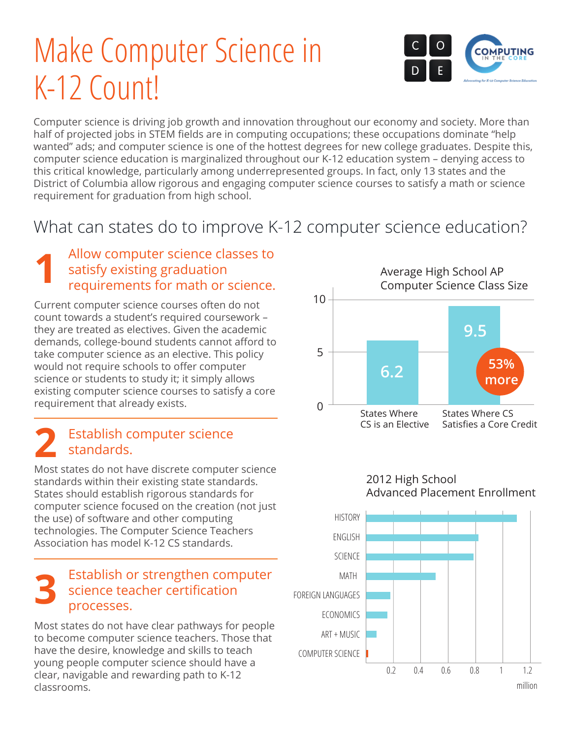# Make Computer Science in K-12 Count!

Computer science is driving job growth and innovation throughout our economy and society. More than half of projected jobs in STEM fields are in computing occupations; these occupations dominate "help wanted" ads; and computer science is one of the hottest degrees for new college graduates. Despite this, computer science education is marginalized throughout our K-12 education system – denying access to this critical knowledge, particularly among underrepresented groups. In fact, only 13 states and the District of Columbia allow rigorous and engaging computer science courses to satisfy a math or science requirement for graduation from high school.

## What can states do to improve K-12 computer science education?

### 1 Allow computer science classes to satisfy existing graduation requirements for math or science.

Current computer science courses often do not count towards a student's required coursework – they are treated as electives. Given the academic demands, college-bound students cannot afford to take computer science as an elective. This policy would not require schools to offer computer science or students to study it; it simply allows existing computer science courses to satisfy a core requirement that already exists.

**Average High School AP Computer Science Class Size**

| | Class Size |
|---|---|
| States Where CS is an Elective | 6.2 |
| States Where CS Satisfies a Core Credit | 9.5 (53% more) |

### 2 Establish computer science standards.

Most states do not have discrete computer science standards within their existing state standards. States should establish rigorous standards for computer science focused on the creation (not just the use) of software and other computing technologies. The Computer Science Teachers Association has model K-12 CS standards.

### 3 Establish or strengthen computer science teacher certification processes.

Most states do not have clear pathways for people to become computer science teachers. Those that have the desire, knowledge and skills to teach young people computer science should have a clear, navigable and rewarding path to K-12 classrooms.

**2012 High School Advanced Placement Enrollment** (million)

| Subject | Enrollment (approx., million) |
|---|---|
| HISTORY | ~1.1 |
| ENGLISH | ~0.82 |
| SCIENCE | ~0.79 |
| MATH | ~0.51 |
| FOREIGN LANGUAGES | ~0.18 |
| ECONOMICS | ~0.16 |
| ART + MUSIC | ~0.08 |
| COMPUTER SCIENCE | ~0.02 |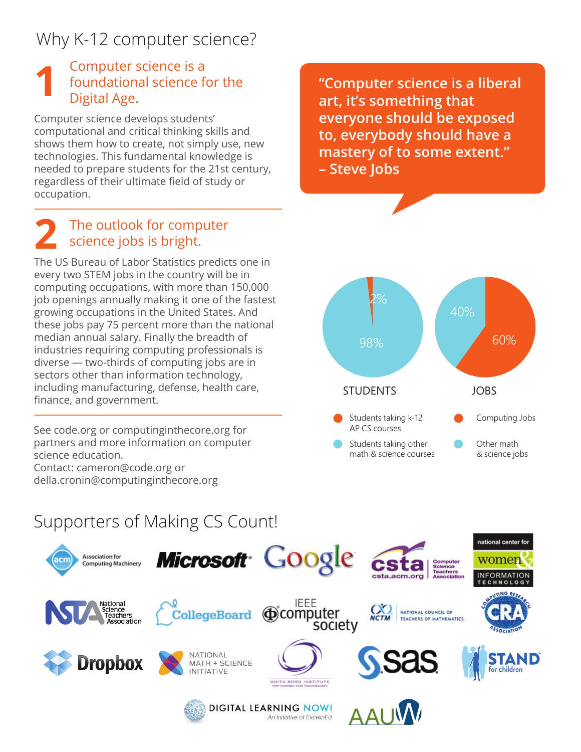# Why K-12 computer science?

## 1 Computer science is a foundational science for the Digital Age.

Computer science develops students' computational and critical thinking skills and shows them how to create, not simply use, new technologies. This fundamental knowledge is needed to prepare students for the 21st century, regardless of their ultimate field of study or occupation.

## 2 The outlook for computer science jobs is bright.

The US Bureau of Labor Statistics predicts one in every two STEM jobs in the country will be in computing occupations, with more than 150,000 job openings annually making it one of the fastest growing occupations in the United States. And these jobs pay 75 percent more than the national median annual salary. Finally the breadth of industries requiring computing professionals is diverse — two-thirds of computing jobs are in sectors other than information technology, including manufacturing, defense, health care, finance, and government.

See code.org or computinginthecore.org for partners and more information on computer science education.
Contact: cameron@code.org or della.cronin@computinginthecore.org

**"Computer science is a liberal art, it's something that everyone should be exposed to, everybody should have a mastery of to some extent." – Steve Jobs**

2%
98%
STUDENTS

40%
60%
JOBS

- Students taking k-12 AP CS courses
- Students taking other math & science courses
- Computing Jobs
- Other math & science jobs

## Supporters of Making CS Count!

Association for Computing Machinery
Microsoft
Google
csta — Computer Science Teachers Association — csta.acm.org
national center for women & INFORMATION TECHNOLOGY
NSTA — National Science Teachers Association
CollegeBoard
IEEE computer society
NCTM — NATIONAL COUNCIL OF TEACHERS OF MATHEMATICS
CRA — COMPUTING RESEARCH ASSOCIATION
Dropbox
NATIONAL MATH + SCIENCE INITIATIVE
ANITA BORG INSTITUTE FOR WOMEN AND TECHNOLOGY
sas
STAND for children
DIGITAL LEARNING NOW! An Initiative of ExcelinEd
AAUW